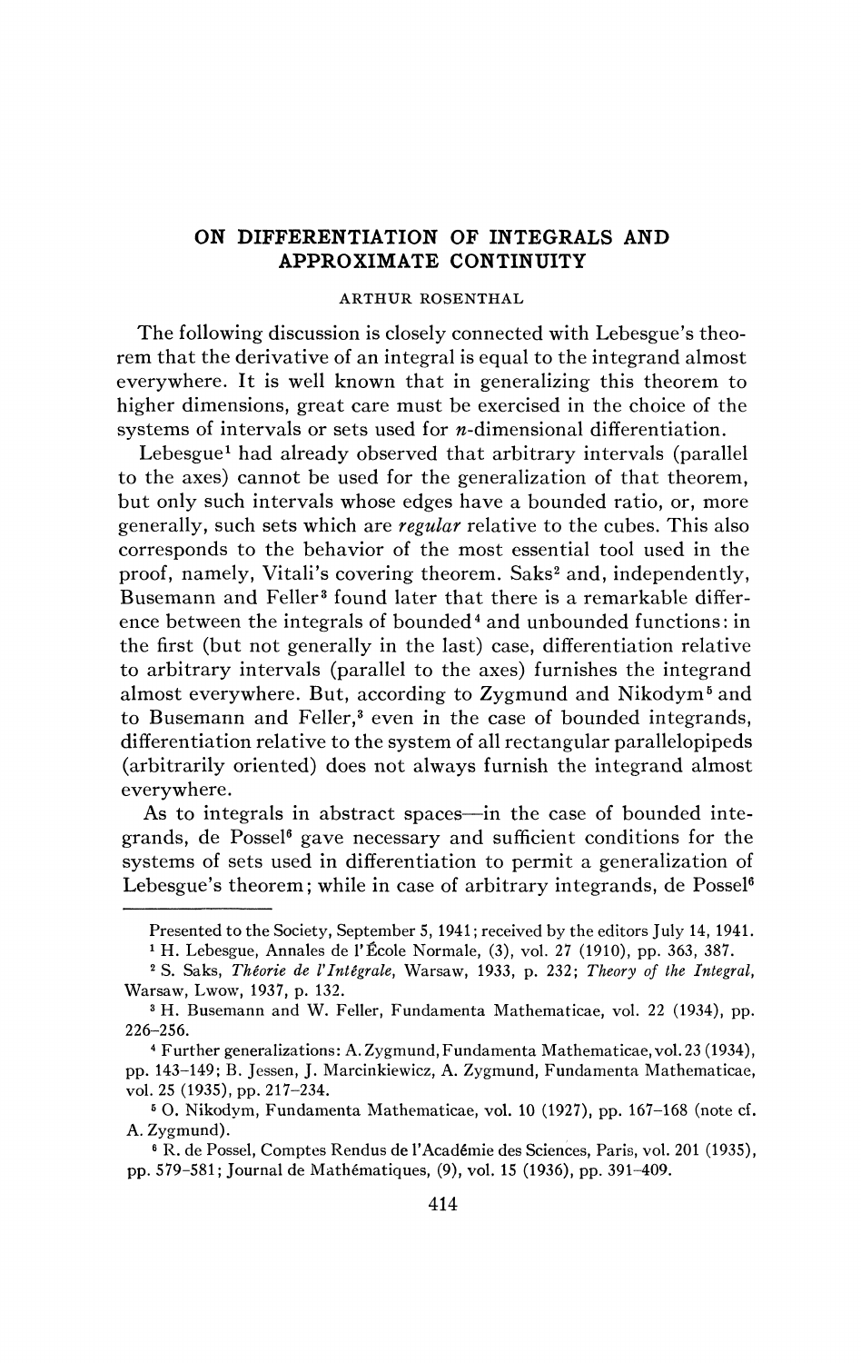# ON DIFFERENTIATION OF INTEGRALS AND APPROXIMATE CONTINUITY

ARTHUR ROSENTHAL

The following discussion is closely connected with Lebesgue's theorem that the derivative of an integral is equal to the integrand almost everywhere. It is well known that in generalizing this theorem to higher dimensions, great care must be exercised in the choice of the systems of intervals or sets used for $n$-dimensional differentiation.

Lebesgue[1] had already observed that arbitrary intervals (parallel to the axes) cannot be used for the generalization of that theorem, but only such intervals whose edges have a bounded ratio, or, more generally, such sets which are *regular* relative to the cubes. This also corresponds to the behavior of the most essential tool used in the proof, namely, Vitali's covering theorem. Saks[2] and, independently, Busemann and Feller[3] found later that there is a remarkable difference between the integrals of bounded[4] and unbounded functions: in the first (but not generally in the last) case, differentiation relative to arbitrary intervals (parallel to the axes) furnishes the integrand almost everywhere. But, according to Zygmund and Nikodym[5] and to Busemann and Feller,[3] even in the case of bounded integrands, differentiation relative to the system of all rectangular parallelopipeds (arbitrarily oriented) does not always furnish the integrand almost everywhere.

As to integrals in abstract spaces—in the case of bounded integrands, de Possel[6] gave necessary and sufficient conditions for the systems of sets used in differentiation to permit a generalization of Lebesgue's theorem; while in case of arbitrary integrands, de Possel[6]

---

Presented to the Society, September 5, 1941; received by the editors July 14, 1941.

[1] H. Lebesgue, Annales de l'École Normale, (3), vol. 27 (1910), pp. 363, 387.

[2] S. Saks, *Théorie de l'Intégrale*, Warsaw, 1933, p. 232; *Theory of the Integral*, Warsaw, Lwow, 1937, p. 132.

[3] H. Busemann and W. Feller, Fundamenta Mathematicae, vol. 22 (1934), pp. 226–256.

[4] Further generalizations: A. Zygmund, Fundamenta Mathematicae, vol. 23 (1934), pp. 143–149; B. Jessen, J. Marcinkiewicz, A. Zygmund, Fundamenta Mathematicae, vol. 25 (1935), pp. 217–234.

[5] O. Nikodym, Fundamenta Mathematicae, vol. 10 (1927), pp. 167–168 (note cf. A. Zygmund).

[6] R. de Possel, Comptes Rendus de l'Académie des Sciences, Paris, vol. 201 (1935), pp. 579–581; Journal de Mathématiques, (9), vol. 15 (1936), pp. 391–409.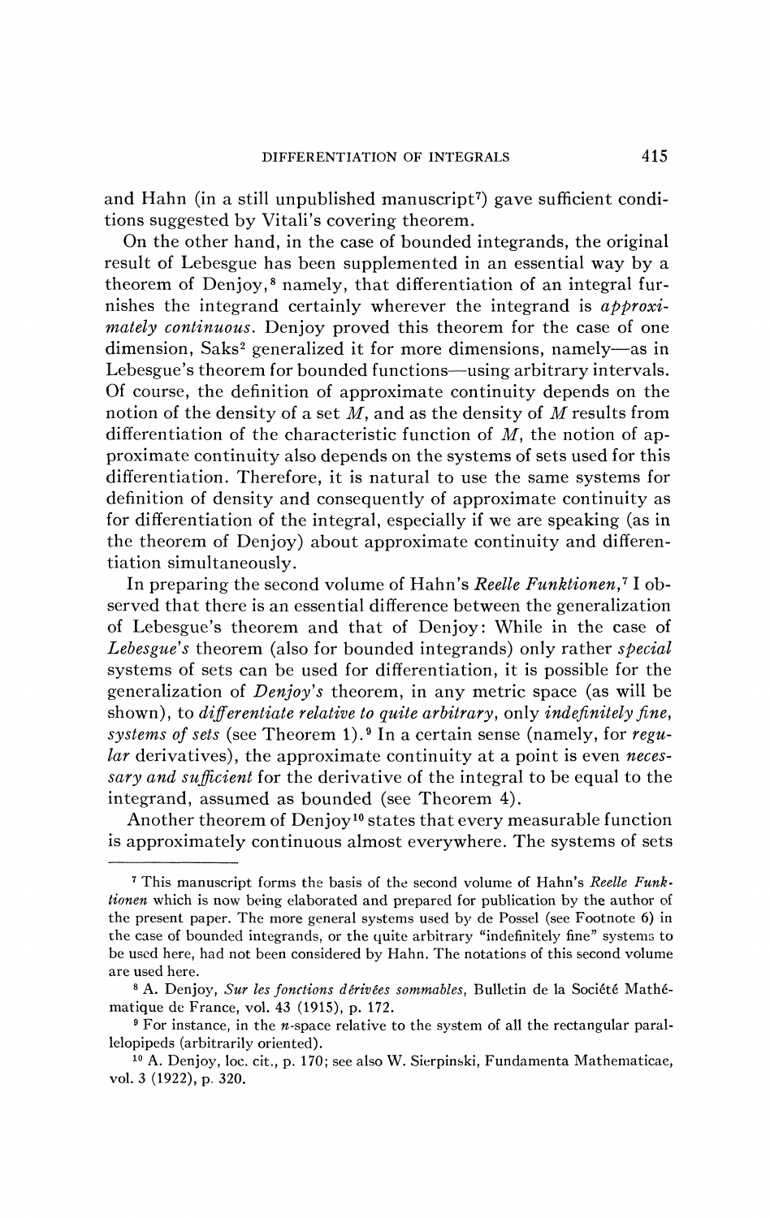and Hahn (in a still unpublished manuscript[7]) gave sufficient conditions suggested by Vitali's covering theorem.

On the other hand, in the case of bounded integrands, the original result of Lebesgue has been supplemented in an essential way by a theorem of Denjoy,[8] namely, that differentiation of an integral furnishes the integrand certainly wherever the integrand is *approximately continuous*. Denjoy proved this theorem for the case of one dimension, Saks[2] generalized it for more dimensions, namely—as in Lebesgue's theorem for bounded functions—using arbitrary intervals. Of course, the definition of approximate continuity depends on the notion of the density of a set $M$, and as the density of $M$ results from differentiation of the characteristic function of $M$, the notion of approximate continuity also depends on the systems of sets used for this differentiation. Therefore, it is natural to use the same systems for definition of density and consequently of approximate continuity as for differentiation of the integral, especially if we are speaking (as in the theorem of Denjoy) about approximate continuity and differentiation simultaneously.

In preparing the second volume of Hahn's *Reelle Funktionen*,[7] I observed that there is an essential difference between the generalization of Lebesgue's theorem and that of Denjoy: While in the case of *Lebesgue's* theorem (also for bounded integrands) only rather *special* systems of sets can be used for differentiation, it is possible for the generalization of *Denjoy's* theorem, in any metric space (as will be shown), to *differentiate relative to quite arbitrary*, only *indefinitely fine, systems of sets* (see Theorem 1).[9] In a certain sense (namely, for *regular* derivatives), the approximate continuity at a point is even *necessary and sufficient* for the derivative of the integral to be equal to the integrand, assumed as bounded (see Theorem 4).

Another theorem of Denjoy[10] states that every measurable function is approximately continuous almost everywhere. The systems of sets

---

[7] This manuscript forms the basis of the second volume of Hahn's *Reelle Funktionen* which is now being elaborated and prepared for publication by the author of the present paper. The more general systems used by de Possel (see Footnote 6) in the case of bounded integrands, or the quite arbitrary "indefinitely fine" systems to be used here, had not been considered by Hahn. The notations of this second volume are used here.

[8] A. Denjoy, *Sur les fonctions dérivées sommables*, Bulletin de la Société Mathématique de France, vol. 43 (1915), p. 172.

[9] For instance, in the $n$-space relative to the system of all the rectangular parallelopipeds (arbitrarily oriented).

[10] A. Denjoy, loc. cit., p. 170; see also W. Sierpinski, Fundamenta Mathematicae, vol. 3 (1922), p. 320.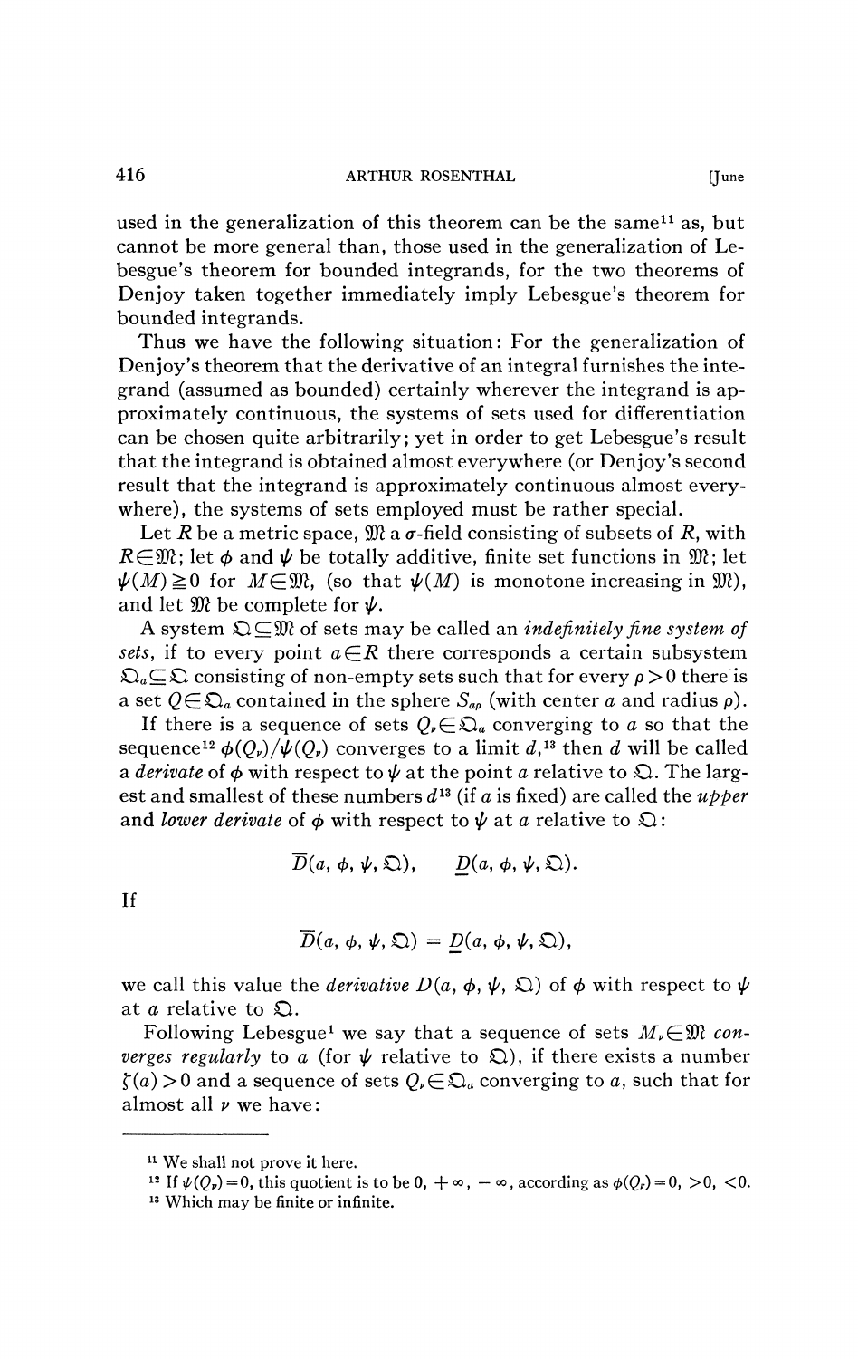used in the generalization of this theorem can be the same[11] as, but cannot be more general than, those used in the generalization of Lebesgue's theorem for bounded integrands, for the two theorems of Denjoy taken together immediately imply Lebesgue's theorem for bounded integrands.

Thus we have the following situation: For the generalization of Denjoy's theorem that the derivative of an integral furnishes the integrand (assumed as bounded) certainly wherever the integrand is approximately continuous, the systems of sets used for differentiation can be chosen quite arbitrarily; yet in order to get Lebesgue's result that the integrand is obtained almost everywhere (or Denjoy's second result that the integrand is approximately continuous almost everywhere), the systems of sets employed must be rather special.

Let $R$ be a metric space, $\mathfrak{M}$ a $\sigma$-field consisting of subsets of $R$, with $R \in \mathfrak{M}$; let $\phi$ and $\psi$ be totally additive, finite set functions in $\mathfrak{M}$; let $\psi(M) \geqq 0$ for $M \in \mathfrak{M}$, (so that $\psi(M)$ is monotone increasing in $\mathfrak{M}$), and let $\mathfrak{M}$ be complete for $\psi$.

A system $\mathfrak{Q} \subseteq \mathfrak{M}$ of sets may be called an *indefinitely fine system of sets*, if to every point $a \in R$ there corresponds a certain subsystem $\mathfrak{Q}_a \subseteq \mathfrak{Q}$ consisting of non-empty sets such that for every $\rho > 0$ there is a set $Q \in \mathfrak{Q}_a$ contained in the sphere $S_{a\rho}$ (with center $a$ and radius $\rho$).

If there is a sequence of sets $Q_\nu \in \mathfrak{Q}_a$ converging to $a$ so that the sequence[12] $\phi(Q_\nu)/\psi(Q_\nu)$ converges to a limit $d$,[13] then $d$ will be called a *derivate* of $\phi$ with respect to $\psi$ at the point $a$ relative to $\mathfrak{Q}$. The largest and smallest of these numbers $d$[13] (if $a$ is fixed) are called the *upper* and *lower derivate* of $\phi$ with respect to $\psi$ at $a$ relative to $\mathfrak{Q}$:

$$\overline{D}(a, \phi, \psi, \mathfrak{Q}), \qquad \underline{D}(a, \phi, \psi, \mathfrak{Q}).$$

If

$$\overline{D}(a, \phi, \psi, \mathfrak{Q}) = \underline{D}(a, \phi, \psi, \mathfrak{Q}),$$

we call this value the *derivative* $D(a, \phi, \psi, \mathfrak{Q})$ of $\phi$ with respect to $\psi$ at $a$ relative to $\mathfrak{Q}$.

Following Lebesgue[1] we say that a sequence of sets $M_\nu \in \mathfrak{M}$ *converges regularly* to $a$ (for $\psi$ relative to $\mathfrak{Q}$), if there exists a number $\zeta(a) > 0$ and a sequence of sets $Q_\nu \in \mathfrak{Q}_a$ converging to $a$, such that for almost all $\nu$ we have:

---

[11] We shall not prove it here.

[12] If $\psi(Q_\nu) = 0$, this quotient is to be $0, +\infty, -\infty$, according as $\phi(Q_\nu) = 0, >0, <0$.

[13] Which may be finite or infinite.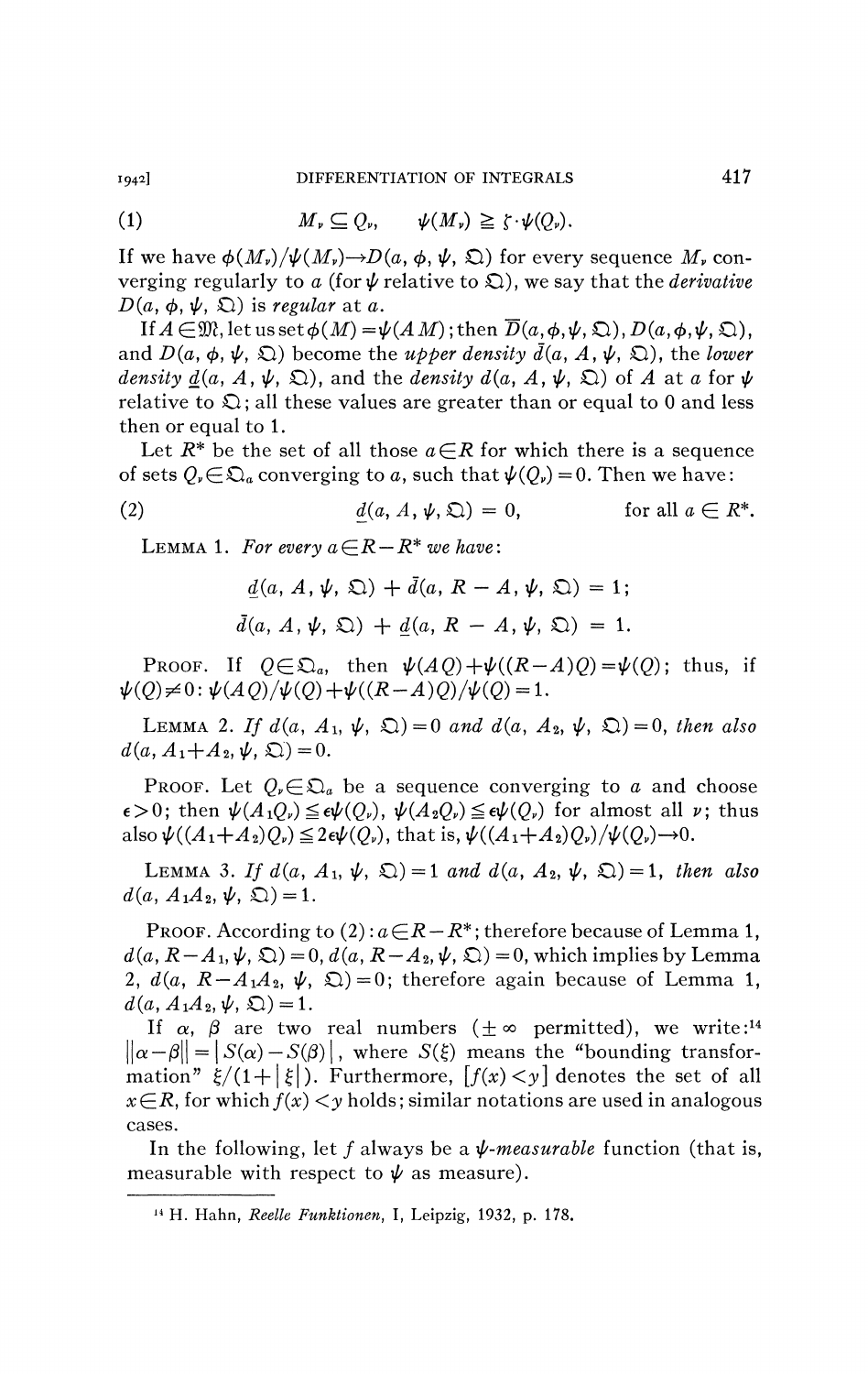$$(1) \qquad M_\nu \subseteq Q_\nu, \qquad \psi(M_\nu) \geqq \zeta \cdot \psi(Q_\nu).$$

If we have $\phi(M_\nu)/\psi(M_\nu) \to D(a, \phi, \psi, \mathfrak{Q})$ for every sequence $M_\nu$ converging regularly to $a$ (for $\psi$ relative to $\mathfrak{Q}$), we say that the *derivative* $D(a, \phi, \psi, \mathfrak{Q})$ is *regular* at $a$.

If $A \in \mathfrak{M}$, let us set $\phi(M) = \psi(AM)$; then $\overline{D}(a, \phi, \psi, \mathfrak{Q})$, $\underline{D}(a, \phi, \psi, \mathfrak{Q})$, and $D(a, \phi, \psi, \mathfrak{Q})$ become the *upper density* $\bar{d}(a, A, \psi, \mathfrak{Q})$, the *lower density* $\underline{d}(a, A, \psi, \mathfrak{Q})$, and the *density* $d(a, A, \psi, \mathfrak{Q})$ of $A$ at $a$ for $\psi$ relative to $\mathfrak{Q}$; all these values are greater than or equal to 0 and less then or equal to 1.

Let $R^*$ be the set of all those $a \in R$ for which there is a sequence of sets $Q_\nu \in \mathfrak{Q}_a$ converging to $a$, such that $\psi(Q_\nu) = 0$. Then we have:

$$(2) \qquad \underline{d}(a, A, \psi, \mathfrak{Q}) = 0, \qquad \text{for all } a \in R^*.$$

LEMMA 1. *For every* $a \in R - R^*$ *we have*:

$$\underline{d}(a, A, \psi, \mathfrak{Q}) + \bar{d}(a, R - A, \psi, \mathfrak{Q}) = 1;$$

$$\bar{d}(a, A, \psi, \mathfrak{Q}) + \underline{d}(a, R - A, \psi, \mathfrak{Q}) = 1.$$

PROOF. If $Q \in \mathfrak{Q}_a$, then $\psi(AQ) + \psi((R-A)Q) = \psi(Q)$; thus, if $\psi(Q) \neq 0$: $\psi(AQ)/\psi(Q) + \psi((R-A)Q)/\psi(Q) = 1$.

LEMMA 2. *If* $d(a, A_1, \psi, \mathfrak{Q}) = 0$ *and* $d(a, A_2, \psi, \mathfrak{Q}) = 0$, *then also* $d(a, A_1 + A_2, \psi, \mathfrak{Q}) = 0$.

PROOF. Let $Q_\nu \in \mathfrak{Q}_a$ be a sequence converging to $a$ and choose $\epsilon > 0$; then $\psi(A_1 Q_\nu) \leqq \epsilon \psi(Q_\nu)$, $\psi(A_2 Q_\nu) \leqq \epsilon \psi(Q_\nu)$ for almost all $\nu$; thus also $\psi((A_1 + A_2)Q_\nu) \leqq 2\epsilon \psi(Q_\nu)$, that is, $\psi((A_1 + A_2)Q_\nu)/\psi(Q_\nu) \to 0$.

LEMMA 3. *If* $d(a, A_1, \psi, \mathfrak{Q}) = 1$ *and* $d(a, A_2, \psi, \mathfrak{Q}) = 1$, *then also* $d(a, A_1 A_2, \psi, \mathfrak{Q}) = 1$.

PROOF. According to (2): $a \in R - R^*$; therefore because of Lemma 1, $d(a, R - A_1, \psi, \mathfrak{Q}) = 0$, $d(a, R - A_2, \psi, \mathfrak{Q}) = 0$, which implies by Lemma 2, $d(a, R - A_1 A_2, \psi, \mathfrak{Q}) = 0$; therefore again because of Lemma 1, $d(a, A_1 A_2, \psi, \mathfrak{Q}) = 1$.

If $\alpha$, $\beta$ are two real numbers ($\pm\infty$ permitted), we write:[14] $\|\alpha - \beta\| = |S(\alpha) - S(\beta)|$, where $S(\xi)$ means the "bounding transformation" $\xi/(1 + |\xi|)$. Furthermore, $[f(x) < y]$ denotes the set of all $x \in R$, for which $f(x) < y$ holds; similar notations are used in analogous cases.

In the following, let $f$ always be a $\psi$-*measurable* function (that is, measurable with respect to $\psi$ as measure).

---

[14] H. Hahn, *Reelle Funktionen*, I, Leipzig, 1932, p. 178.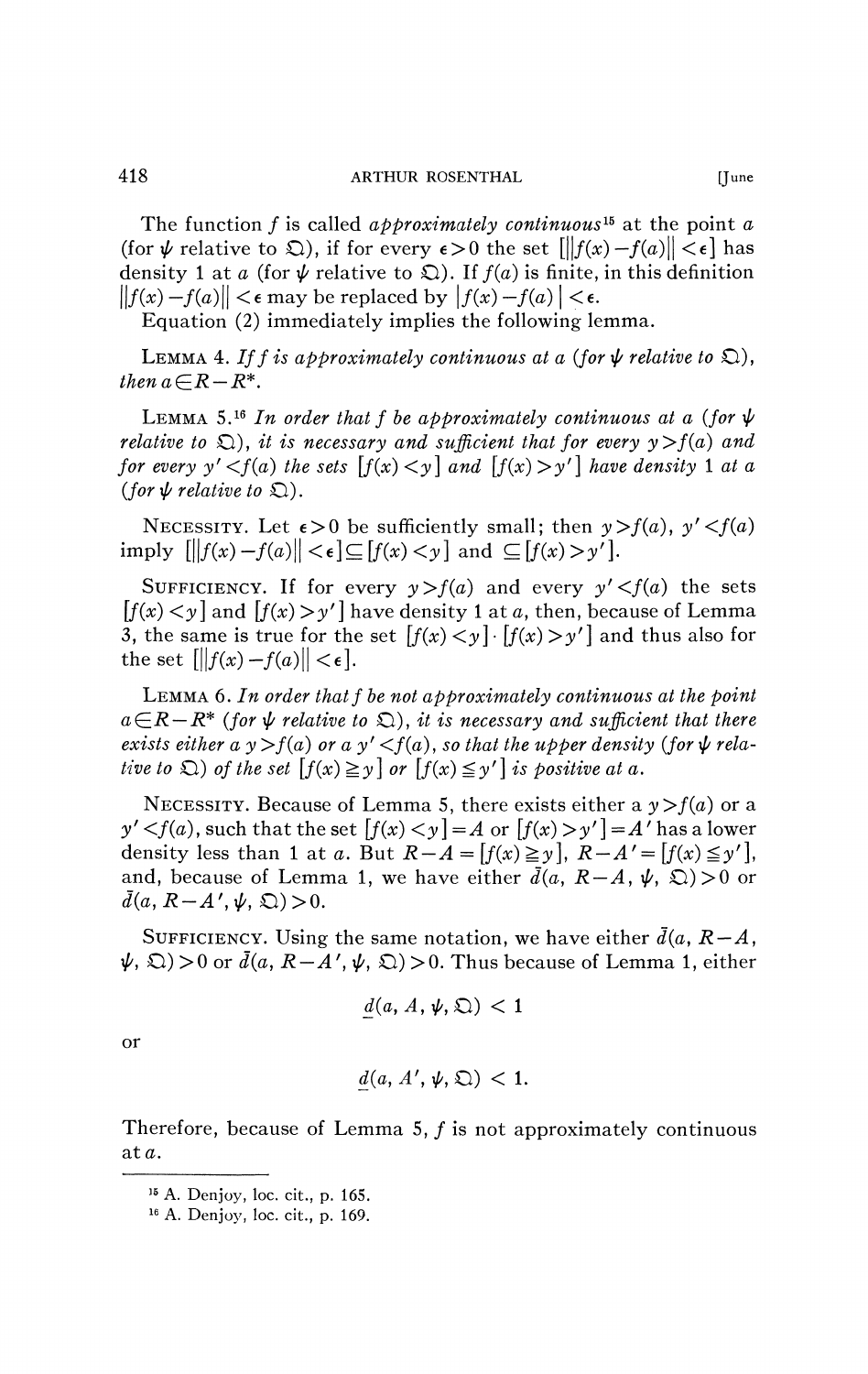The function $f$ is called *approximately continuous*[15] at the point $a$ (for $\psi$ relative to $\mathfrak{Q}$), if for every $\epsilon > 0$ the set $[\|f(x)-f(a)\| < \epsilon]$ has density 1 at $a$ (for $\psi$ relative to $\mathfrak{Q}$). If $f(a)$ is finite, in this definition $\|f(x)-f(a)\| < \epsilon$ may be replaced by $|f(x)-f(a)| < \epsilon$.

Equation (2) immediately implies the following lemma.

LEMMA 4. *If $f$ is approximately continuous at $a$ (for $\psi$ relative to $\mathfrak{Q}$), then $a \in R - R^*$.*

LEMMA 5.[16] *In order that $f$ be approximately continuous at $a$ (for $\psi$ relative to $\mathfrak{Q}$), it is necessary and sufficient that for every $y > f(a)$ and for every $y' < f(a)$ the sets $[f(x) < y]$ and $[f(x) > y']$ have density 1 at $a$ (for $\psi$ relative to $\mathfrak{Q}$).*

NECESSITY. Let $\epsilon > 0$ be sufficiently small; then $y > f(a)$, $y' < f(a)$ imply $[\|f(x)-f(a)\| < \epsilon] \subseteq [f(x) < y]$ and $\subseteq [f(x) > y']$.

SUFFICIENCY. If for every $y > f(a)$ and every $y' < f(a)$ the sets $[f(x) < y]$ and $[f(x) > y']$ have density 1 at $a$, then, because of Lemma 3, the same is true for the set $[f(x) < y] \cdot [f(x) > y']$ and thus also for the set $[\|f(x)-f(a)\| < \epsilon]$.

LEMMA 6. *In order that $f$ be not approximately continuous at the point $a \in R - R^*$ (for $\psi$ relative to $\mathfrak{Q}$), it is necessary and sufficient that there exists either a $y > f(a)$ or a $y' < f(a)$, so that the upper density (for $\psi$ relative to $\mathfrak{Q}$) of the set $[f(x) \geqq y]$ or $[f(x) \leqq y']$ is positive at $a$.*

NECESSITY. Because of Lemma 5, there exists either a $y > f(a)$ or a $y' < f(a)$, such that the set $[f(x) < y] = A$ or $[f(x) > y'] = A'$ has a lower density less than 1 at $a$. But $R - A = [f(x) \geqq y]$, $R - A' = [f(x) \leqq y']$, and, because of Lemma 1, we have either $\bar{d}(a, R-A, \psi, \mathfrak{Q}) > 0$ or $\bar{d}(a, R-A', \psi, \mathfrak{Q}) > 0$.

SUFFICIENCY. Using the same notation, we have either $\bar{d}(a, R-A, \psi, \mathfrak{Q}) > 0$ or $\bar{d}(a, R-A', \psi, \mathfrak{Q}) > 0$. Thus because of Lemma 1, either

$$\underline{d}(a, A, \psi, \mathfrak{Q}) < 1$$

or

$$\underline{d}(a, A', \psi, \mathfrak{Q}) < 1.$$

Therefore, because of Lemma 5, $f$ is not approximately continuous at $a$.

---

[15] A. Denjoy, loc. cit., p. 165.

[16] A. Denjoy, loc. cit., p. 169.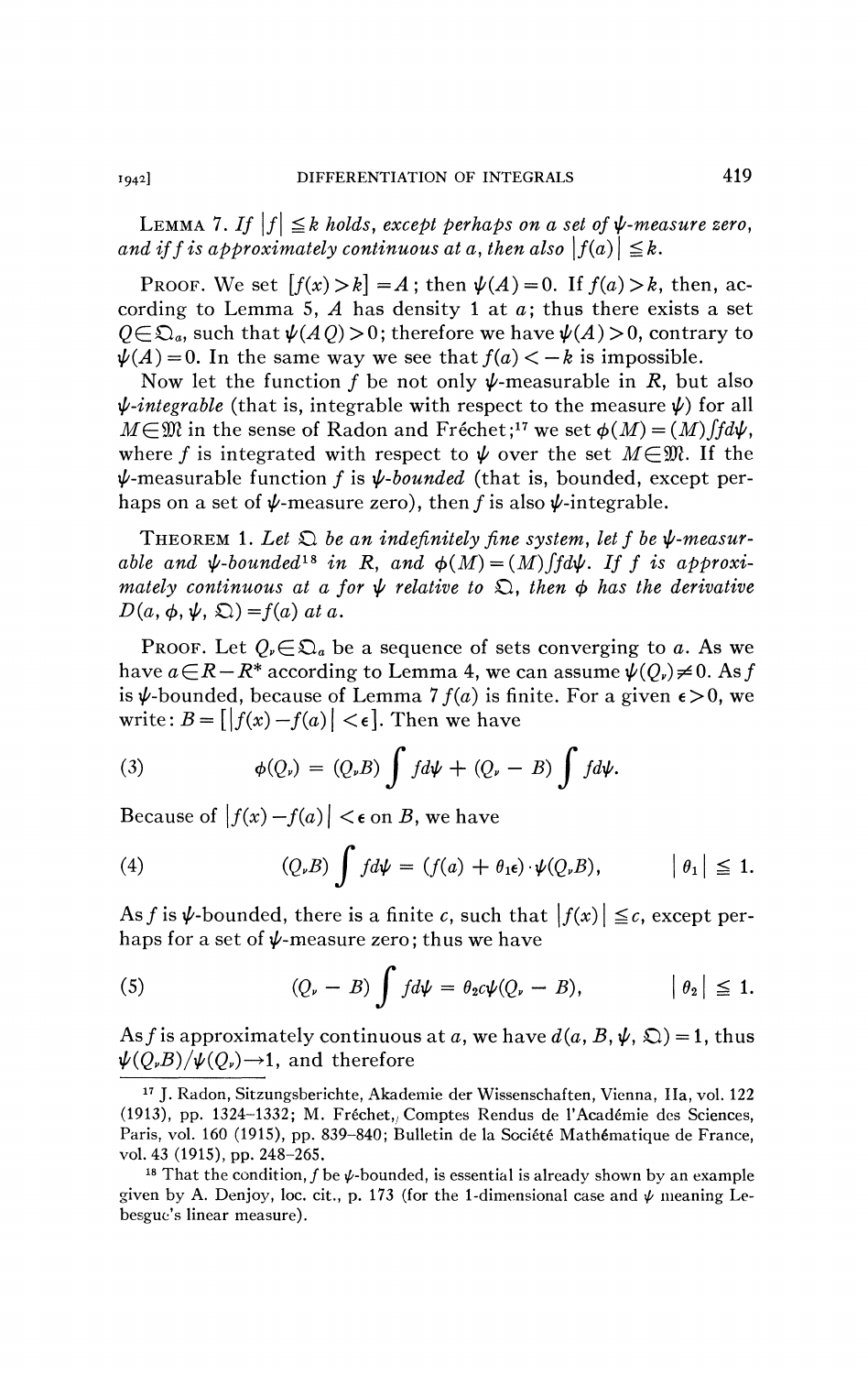**LEMMA 7.** *If $|f| \leqq k$ holds, except perhaps on a set of $\psi$-measure zero, and if $f$ is approximately continuous at $a$, then also $|f(a)| \leqq k$.*

PROOF. We set $[f(x) > k] = A$; then $\psi(A) = 0$. If $f(a) > k$, then, according to Lemma 5, $A$ has density 1 at $a$; thus there exists a set $Q \in \mathfrak{Q}_a$, such that $\psi(AQ) > 0$; therefore we have $\psi(A) > 0$, contrary to $\psi(A) = 0$. In the same way we see that $f(a) < -k$ is impossible.

Now let the function $f$ be not only $\psi$-measurable in $R$, but also *$\psi$-integrable* (that is, integrable with respect to the measure $\psi$) for all $M \in \mathfrak{M}$ in the sense of Radon and Fréchet;[17] we set $\phi(M) = (M)\int f d\psi$, where $f$ is integrated with respect to $\psi$ over the set $M \in \mathfrak{M}$. If the $\psi$-measurable function $f$ is *$\psi$-bounded* (that is, bounded, except perhaps on a set of $\psi$-measure zero), then $f$ is also $\psi$-integrable.

**THEOREM 1.** *Let $\mathfrak{Q}$ be an indefinitely fine system, let $f$ be $\psi$-measurable and $\psi$-bounded[18] in $R$, and $\phi(M) = (M)\int f d\psi$. If $f$ is approximately continuous at $a$ for $\psi$ relative to $\mathfrak{Q}$, then $\phi$ has the derivative $D(a, \phi, \psi, \mathfrak{Q}) = f(a)$ at $a$.*

PROOF. Let $Q_\nu \in \mathfrak{Q}_a$ be a sequence of sets converging to $a$. As we have $a \in R - R^*$ according to Lemma 4, we can assume $\psi(Q_\nu) \neq 0$. As $f$ is $\psi$-bounded, because of Lemma 7 $f(a)$ is finite. For a given $\epsilon > 0$, we write: $B = [|f(x) - f(a)| < \epsilon]$. Then we have

$$\phi(Q_\nu) = (Q_\nu B)\int f d\psi + (Q_\nu - B)\int f d\psi. \tag{3}$$

Because of $|f(x) - f(a)| < \epsilon$ on $B$, we have

$$(Q_\nu B)\int f d\psi = (f(a) + \theta_1 \epsilon) \cdot \psi(Q_\nu B), \qquad |\theta_1| \leqq 1. \tag{4}$$

As $f$ is $\psi$-bounded, there is a finite $c$, such that $|f(x)| \leqq c$, except perhaps for a set of $\psi$-measure zero; thus we have

$$(Q_\nu - B)\int f d\psi = \theta_2 c \psi(Q_\nu - B), \qquad |\theta_2| \leqq 1. \tag{5}$$

As $f$ is approximately continuous at $a$, we have $d(a, B, \psi, \mathfrak{Q}) = 1$, thus $\psi(Q_\nu B)/\psi(Q_\nu) \to 1$, and therefore

---

[17] J. Radon, Sitzungsberichte, Akademie der Wissenschaften, Vienna, IIa, vol. 122 (1913), pp. 1324–1332; M. Fréchet, Comptes Rendus de l'Académie des Sciences, Paris, vol. 160 (1915), pp. 839–840; Bulletin de la Société Mathématique de France, vol. 43 (1915), pp. 248–265.

[18] That the condition, $f$ be $\psi$-bounded, is essential is already shown by an example given by A. Denjoy, loc. cit., p. 173 (for the 1-dimensional case and $\psi$ meaning Lebesgue's linear measure).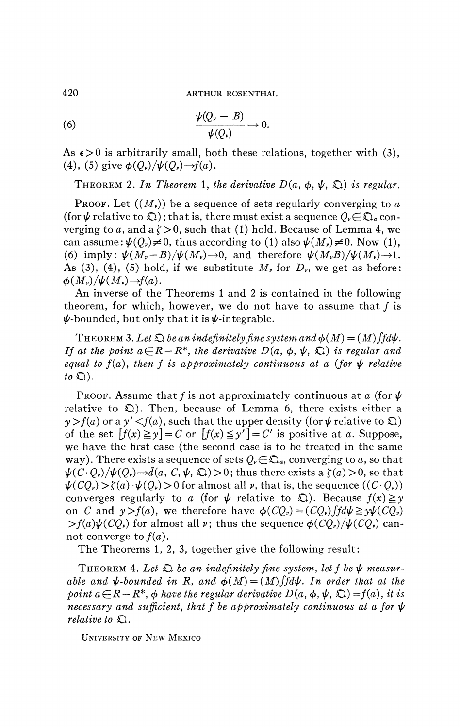$$\frac{\psi(Q_\nu - B)}{\psi(Q_\nu)} \to 0. \tag{6}$$

As $\epsilon > 0$ is arbitrarily small, both these relations, together with (3), (4), (5) give $\phi(Q_\nu)/\psi(Q_\nu) \to f(a)$.

THEOREM 2. *In Theorem* 1, *the derivative* $D(a, \phi, \psi, \mathfrak{Q})$ *is regular.*

PROOF. Let $((M_\nu))$ be a sequence of sets regularly converging to $a$ (for $\psi$ relative to $\mathfrak{Q}$); that is, there must exist a sequence $Q_\nu \in \mathfrak{Q}_a$ converging to $a$, and a $\zeta > 0$, such that (1) hold. Because of Lemma 4, we can assume: $\psi(Q_\nu) \neq 0$, thus according to (1) also $\psi(M_\nu) \neq 0$. Now (1), (6) imply: $\psi(M_\nu - B)/\psi(M_\nu) \to 0$, and therefore $\psi(M_\nu B)/\psi(M_\nu) \to 1$. As (3), (4), (5) hold, if we substitute $M_\nu$ for $D_\nu$, we get as before: $\phi(M_\nu)/\psi(M_\nu) \to f(a)$.

An inverse of the Theorems 1 and 2 is contained in the following theorem, for which, however, we do not have to assume that $f$ is $\psi$-bounded, but only that it is $\psi$-integrable.

THEOREM 3. *Let $\mathfrak{Q}$ be an indefinitely fine system and $\phi(M) = (M)\int f d\psi$. If at the point $a \in R - R^*$, the derivative $D(a, \phi, \psi, \mathfrak{Q})$ is regular and equal to $f(a)$, then $f$ is approximately continuous at $a$ (for $\psi$ relative to $\mathfrak{Q}$).*

PROOF. Assume that $f$ is not approximately continuous at $a$ (for $\psi$ relative to $\mathfrak{Q}$). Then, because of Lemma 6, there exists either a $y > f(a)$ or a $y' < f(a)$, such that the upper density (for $\psi$ relative to $\mathfrak{Q}$) of the set $[f(x) \geqq y] = C$ or $[f(x) \leqq y'] = C'$ is positive at $a$. Suppose, we have the first case (the second case is to be treated in the same way). There exists a sequence of sets $Q_\nu \in \mathfrak{Q}_a$, converging to $a$, so that $\psi(C \cdot Q_\nu)/\psi(Q_\nu) \to \bar{d}(a, C, \psi, \mathfrak{Q}) > 0$; thus there exists a $\zeta(a) > 0$, so that $\psi(CQ_\nu) > \zeta(a) \cdot \psi(Q_\nu) > 0$ for almost all $\nu$, that is, the sequence $((C \cdot Q_\nu))$ converges regularly to $a$ (for $\psi$ relative to $\mathfrak{Q}$). Because $f(x) \geqq y$ on $C$ and $y > f(a)$, we therefore have $\phi(CQ_\nu) = (CQ_\nu)\int f d\psi \geqq y\psi(CQ_\nu) > f(a)\psi(CQ_\nu)$ for almost all $\nu$; thus the sequence $\phi(CQ_\nu)/\psi(CQ_\nu)$ cannot converge to $f(a)$.

The Theorems 1, 2, 3, together give the following result:

THEOREM 4. *Let $\mathfrak{Q}$ be an indefinitely fine system, let $f$ be $\psi$-measurable and $\psi$-bounded in $R$, and $\phi(M) = (M)\int f d\psi$. In order that at the point $a \in R - R^*$, $\phi$ have the regular derivative $D(a, \phi, \psi, \mathfrak{Q}) = f(a)$, it is necessary and sufficient, that $f$ be approximately continuous at $a$ for $\psi$ relative to $\mathfrak{Q}$.*

UNIVERSITY OF NEW MEXICO